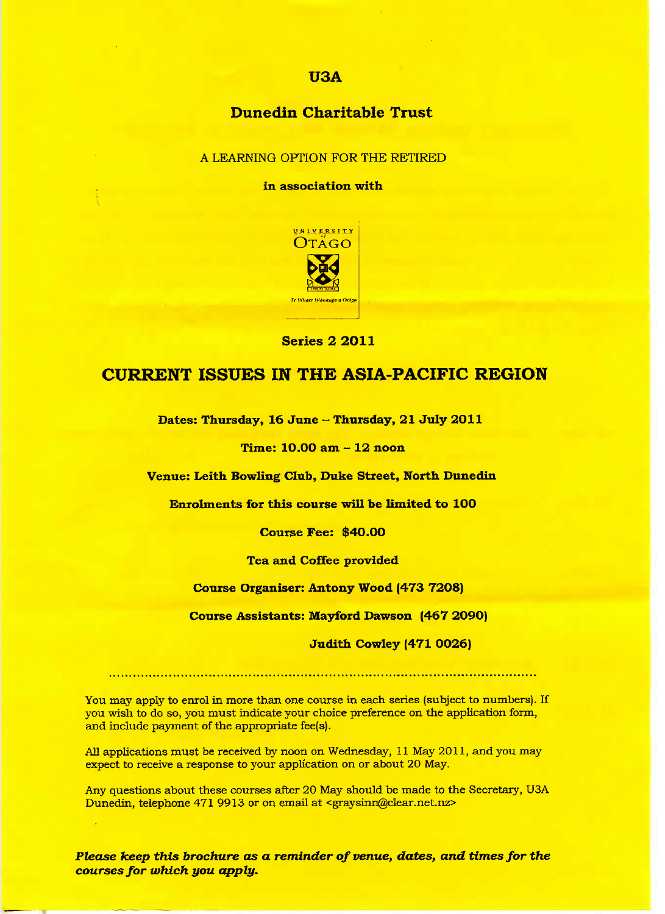# U3A

## Dunedin Charitable Trust

A LEARNING OPTION FOR THE RETIRED

**in association with**

UNIVERSITY of OTAGO

*Te Whare Wānanga o Otāgo*

**Series 2 2011**

# CURRENT ISSUES IN THE ASIA-PACIFIC REGION

**Dates: Thursday, 16 June – Thursday, 21 July 2011**

**Time: 10.00 am – 12 noon**

**Venue: Leith Bowling Club, Duke Street, North Dunedin**

**Enrolments for this course will be limited to 100**

**Course Fee: $40.00**

**Tea and Coffee provided**

**Course Organiser: Antony Wood (473 7208)**

**Course Assistants: Mayford Dawson (467 2090)**

**Judith Cowley (471 0026)**

........................................................................................................

You may apply to enrol in more than one course in each series (subject to numbers). If you wish to do so, you must indicate your choice preference on the application form, and include payment of the appropriate fee(s).

All applications must be received by noon on Wednesday, 11 May 2011, and you may expect to receive a response to your application on or about 20 May.

Any questions about these courses after 20 May should be made to the Secretary, U3A Dunedin, telephone 471 9913 or on email at <graysinn@clear.net.nz>

***Please keep this brochure as a reminder of venue, dates, and times for the courses for which you apply.***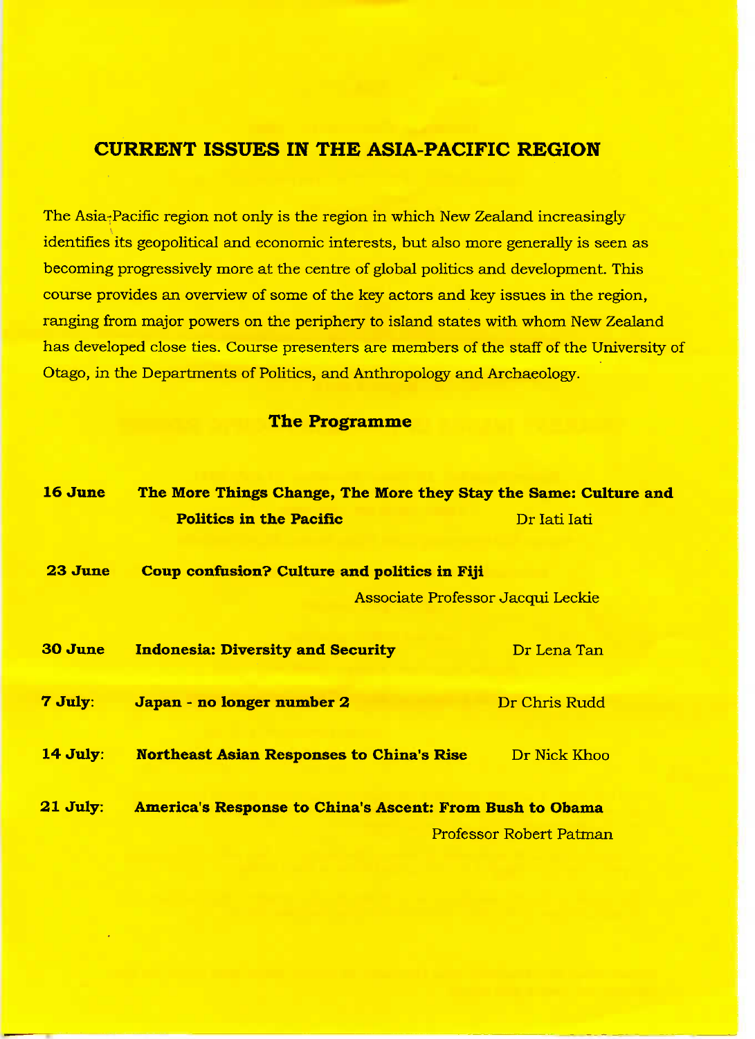## CURRENT ISSUES IN THE ASIA-PACIFIC REGION

The Asia-Pacific region not only is the region in which New Zealand increasingly identifies its geopolitical and economic interests, but also more generally is seen as becoming progressively more at the centre of global politics and development. This course provides an overview of some of the key actors and key issues in the region, ranging from major powers on the periphery to island states with whom New Zealand has developed close ties. Course presenters are members of the staff of the University of Otago, in the Departments of Politics, and Anthropology and Archaeology.

### The Programme

**16 June** **The More Things Change, The More they Stay the Same: Culture and Politics in the Pacific** Dr Iati Iati

**23 June** **Coup confusion? Culture and politics in Fiji** Associate Professor Jacqui Leckie

**30 June** **Indonesia: Diversity and Security** Dr Lena Tan

**7 July**: **Japan - no longer number 2** Dr Chris Rudd

**14 July**: **Northeast Asian Responses to China's Rise** Dr Nick Khoo

**21 July**: **America's Response to China's Ascent: From Bush to Obama** Professor Robert Patman